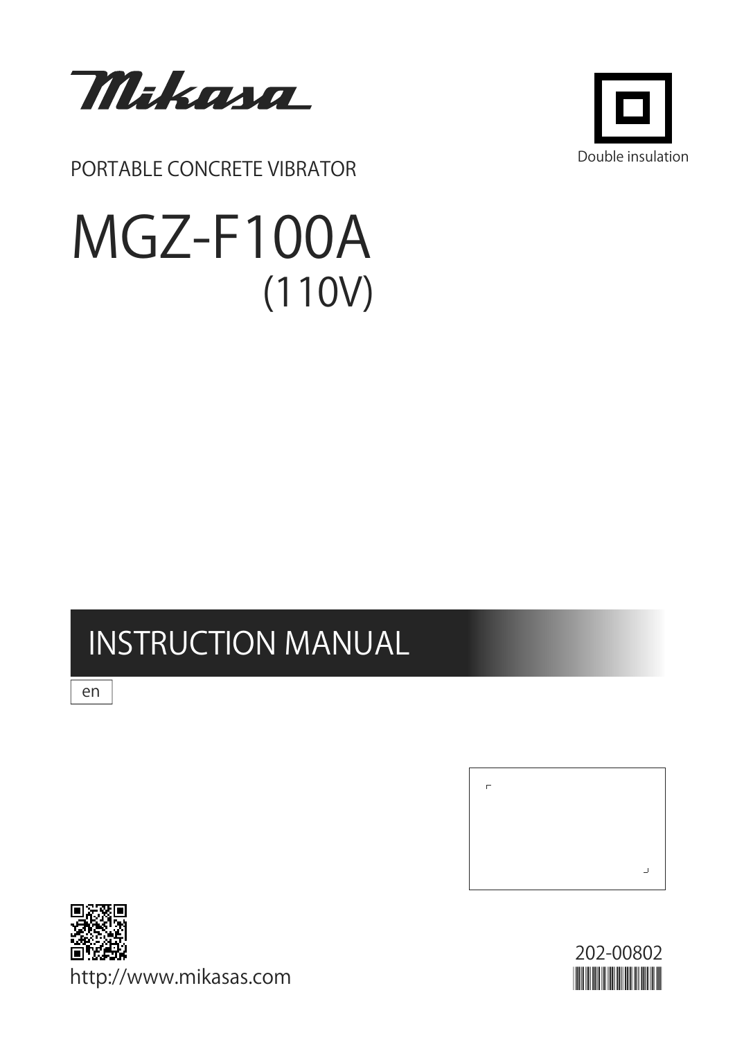Mikasa

Double insulation

PORTABLE CONCRETE VIBRATOR

# MGZ-F100A
## (110V)

# INSTRUCTION MANUAL

en

http://www.mikasas.com

202-00802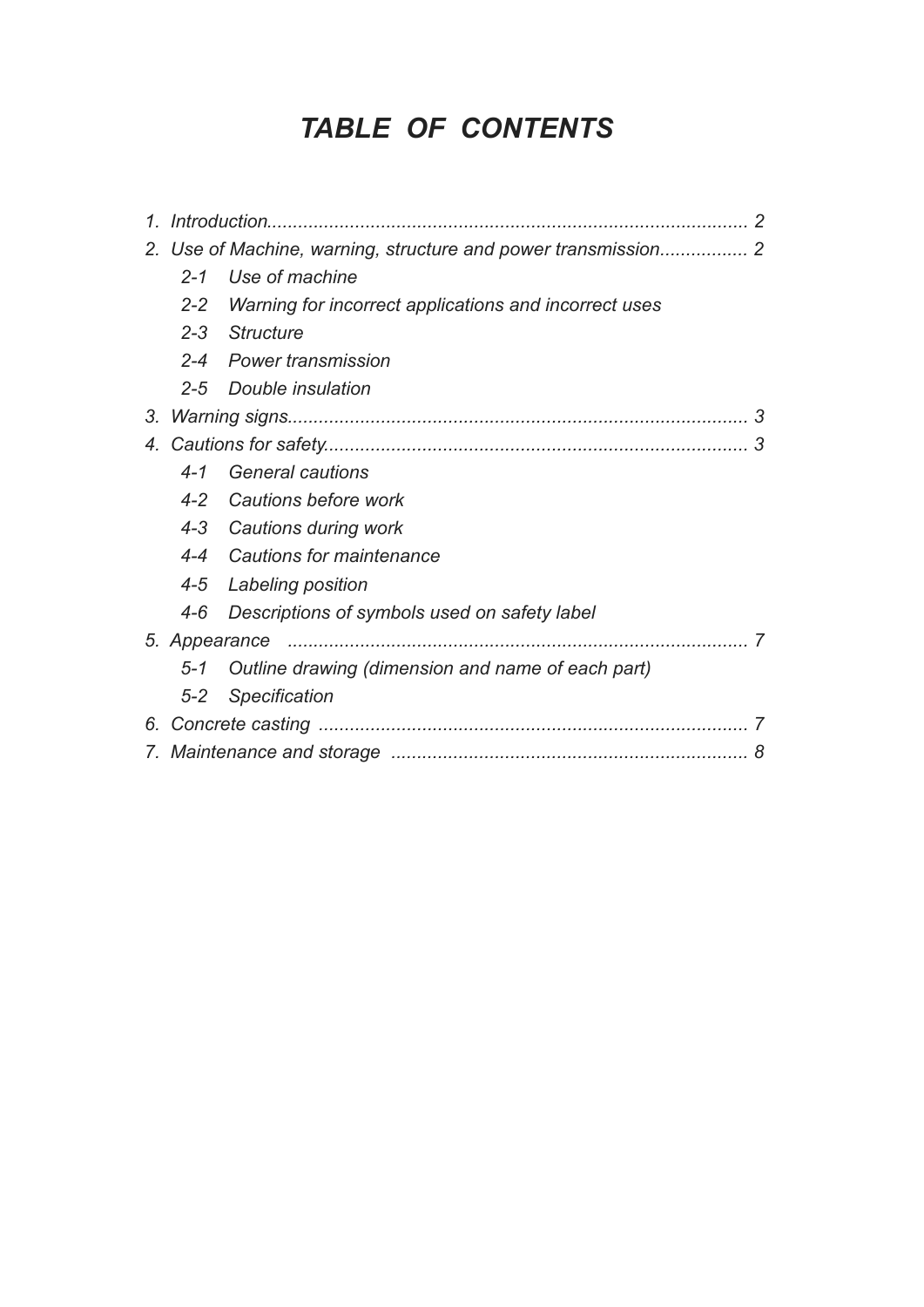# *TABLE OF CONTENTS*

*1. Introduction............................................................................................ 2*

*2. Use of Machine, warning, structure and power transmission................. 2*

- *2-1 Use of machine*
- *2-2 Warning for incorrect applications and incorrect uses*
- *2-3 Structure*
- *2-4 Power transmission*
- *2-5 Double insulation*

*3. Warning signs........................................................................................ 3*

*4. Cautions for safety................................................................................. 3*

- *4-1 General cautions*
- *4-2 Cautions before work*
- *4-3 Cautions during work*
- *4-4 Cautions for maintenance*
- *4-5 Labeling position*
- *4-6 Descriptions of symbols used on safety label*

*5. Appearance ........................................................................................ 7*

- *5-1 Outline drawing (dimension and name of each part)*
- *5-2 Specification*

*6. Concrete casting .................................................................................. 7*

*7. Maintenance and storage .................................................................... 8*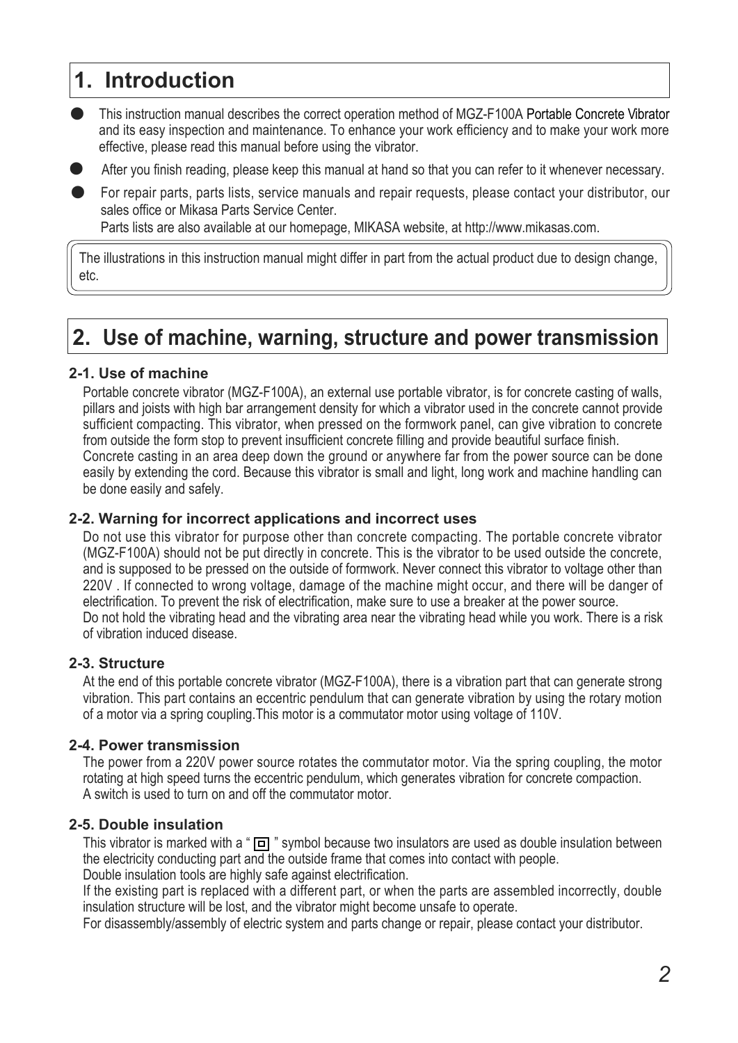# 1. Introduction

- This instruction manual describes the correct operation method of MGZ-F100A Portable Concrete Vibrator and its easy inspection and maintenance. To enhance your work efficiency and to make your work more effective, please read this manual before using the vibrator.
- After you finish reading, please keep this manual at hand so that you can refer to it whenever necessary.
- For repair parts, parts lists, service manuals and repair requests, please contact your distributor, our sales office or Mikasa Parts Service Center.
  Parts lists are also available at our homepage, MIKASA website, at http://www.mikasas.com.

The illustrations in this instruction manual might differ in part from the actual product due to design change, etc.

# 2. Use of machine, warning, structure and power transmission

### 2-1. Use of machine

Portable concrete vibrator (MGZ-F100A), an external use portable vibrator, is for concrete casting of walls, pillars and joists with high bar arrangement density for which a vibrator used in the concrete cannot provide sufficient compacting. This vibrator, when pressed on the formwork panel, can give vibration to concrete from outside the form stop to prevent insufficient concrete filling and provide beautiful surface finish.
Concrete casting in an area deep down the ground or anywhere far from the power source can be done easily by extending the cord. Because this vibrator is small and light, long work and machine handling can be done easily and safely.

### 2-2. Warning for incorrect applications and incorrect uses

Do not use this vibrator for purpose other than concrete compacting. The portable concrete vibrator (MGZ-F100A) should not be put directly in concrete. This is the vibrator to be used outside the concrete, and is supposed to be pressed on the outside of formwork. Never connect this vibrator to voltage other than 220V . If connected to wrong voltage, damage of the machine might occur, and there will be danger of electrification. To prevent the risk of electrification, make sure to use a breaker at the power source.
Do not hold the vibrating head and the vibrating area near the vibrating head while you work. There is a risk of vibration induced disease.

### 2-3. Structure

At the end of this portable concrete vibrator (MGZ-F100A), there is a vibration part that can generate strong vibration. This part contains an eccentric pendulum that can generate vibration by using the rotary motion of a motor via a spring coupling.This motor is a commutator motor using voltage of 110V.

### 2-4. Power transmission

The power from a 220V power source rotates the commutator motor. Via the spring coupling, the motor rotating at high speed turns the eccentric pendulum, which generates vibration for concrete compaction.
A switch is used to turn on and off the commutator motor.

### 2-5. Double insulation

This vibrator is marked with a " ⧈ " symbol because two insulators are used as double insulation between the electricity conducting part and the outside frame that comes into contact with people.
Double insulation tools are highly safe against electrification.
If the existing part is replaced with a different part, or when the parts are assembled incorrectly, double insulation structure will be lost, and the vibrator might become unsafe to operate.
For disassembly/assembly of electric system and parts change or repair, please contact your distributor.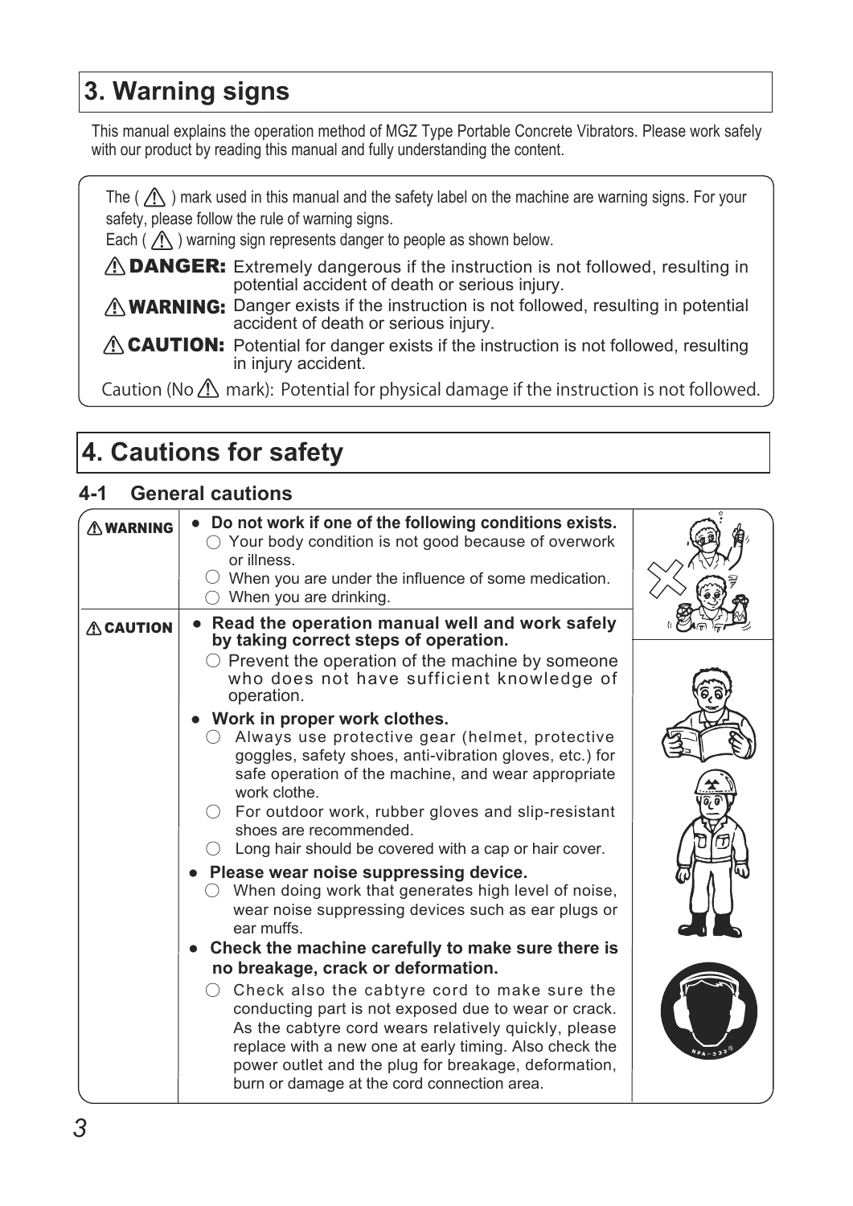## 3. Warning signs

This manual explains the operation method of MGZ Type Portable Concrete Vibrators. Please work safely with our product by reading this manual and fully understanding the content.

The ( ⚠ ) mark used in this manual and the safety label on the machine are warning signs. For your safety, please follow the rule of warning signs.
Each ( ⚠ ) warning sign represents danger to people as shown below.

**⚠ DANGER:** Extremely dangerous if the instruction is not followed, resulting in potential accident of death or serious injury.

**⚠ WARNING:** Danger exists if the instruction is not followed, resulting in potential accident of death or serious injury.

**⚠ CAUTION:** Potential for danger exists if the instruction is not followed, resulting in injury accident.

Caution (No ⚠ mark): Potential for physical damage if the instruction is not followed.

## 4. Cautions for safety

### 4-1 General cautions

**⚠ WARNING**

- **Do not work if one of the following conditions exists.**
  - ○ Your body condition is not good because of overwork or illness.
  - ○ When you are under the influence of some medication.
  - ○ When you are drinking.

**⚠ CAUTION**

- **Read the operation manual well and work safely by taking correct steps of operation.**
  - ○ Prevent the operation of the machine by someone who does not have sufficient knowledge of operation.
- **Work in proper work clothes.**
  - ○ Always use protective gear (helmet, protective goggles, safety shoes, anti-vibration gloves, etc.) for safe operation of the machine, and wear appropriate work clothe.
  - ○ For outdoor work, rubber gloves and slip-resistant shoes are recommended.
  - ○ Long hair should be covered with a cap or hair cover.
- **Please wear noise suppressing device.**
  - ○ When doing work that generates high level of noise, wear noise suppressing devices such as ear plugs or ear muffs.
- **Check the machine carefully to make sure there is no breakage, crack or deformation.**
  - ○ Check also the cabtyre cord to make sure the conducting part is not exposed due to wear or crack. As the cabtyre cord wears relatively quickly, please replace with a new one at early timing. Also check the power outlet and the plug for breakage, deformation, burn or damage at the cord connection area.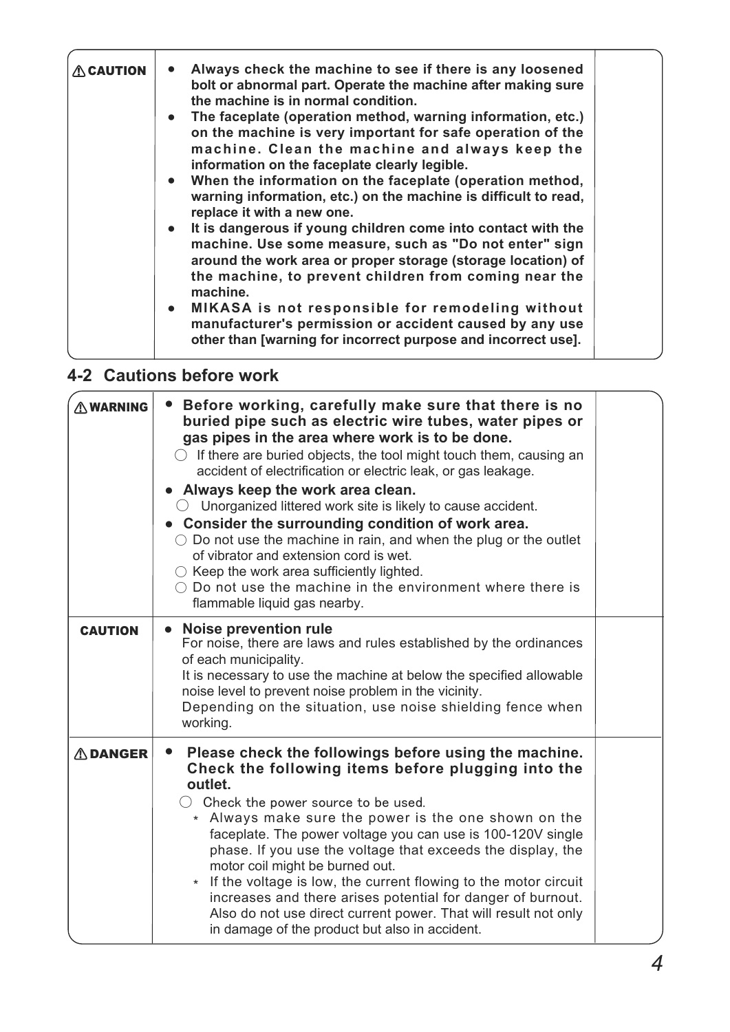| ⚠CAUTION | • Always check the machine to see if there is any loosened bolt or abnormal part. Operate the machine after making sure the machine is in normal condition.<br>• The faceplate (operation method, warning information, etc.) on the machine is very important for safe operation of the machine. Clean the machine and always keep the information on the faceplate clearly legible.<br>• When the information on the faceplate (operation method, warning information, etc.) on the machine is difficult to read, replace it with a new one.<br>• It is dangerous if young children come into contact with the machine. Use some measure, such as "Do not enter" sign around the work area or proper storage (storage location) of the machine, to prevent children from coming near the machine.<br>• MIKASA is not responsible for remodeling without manufacturer's permission or accident caused by any use other than [warning for incorrect purpose and incorrect use]. | |
|---|---|---|

## 4-2 Cautions before work

| ⚠WARNING | • **Before working, carefully make sure that there is no buried pipe such as electric wire tubes, water pipes or gas pipes in the area where work is to be done.**<br>○ If there are buried objects, the tool might touch them, causing an accident of electrification or electric leak, or gas leakage.<br>• **Always keep the work area clean.**<br>○ Unorganized littered work site is likely to cause accident.<br>• **Consider the surrounding condition of work area.**<br>○ Do not use the machine in rain, and when the plug or the outlet of vibrator and extension cord is wet.<br>○ Keep the work area sufficiently lighted.<br>○ Do not use the machine in the environment where there is flammable liquid gas nearby. | |
|---|---|---|
| CAUTION | • **Noise prevention rule**<br>For noise, there are laws and rules established by the ordinances of each municipality.<br>It is necessary to use the machine at below the specified allowable noise level to prevent noise problem in the vicinity.<br>Depending on the situation, use noise shielding fence when working. | |
| ⚠DANGER | • **Please check the followings before using the machine. Check the following items before plugging into the outlet.**<br>○ Check the power source to be used.<br>* Always make sure the power is the one shown on the faceplate. The power voltage you can use is 100-120V single phase. If you use the voltage that exceeds the display, the motor coil might be burned out.<br>* If the voltage is low, the current flowing to the motor circuit increases and there arises potential for danger of burnout. Also do not use direct current power. That will result not only in damage of the product but also in accident. | |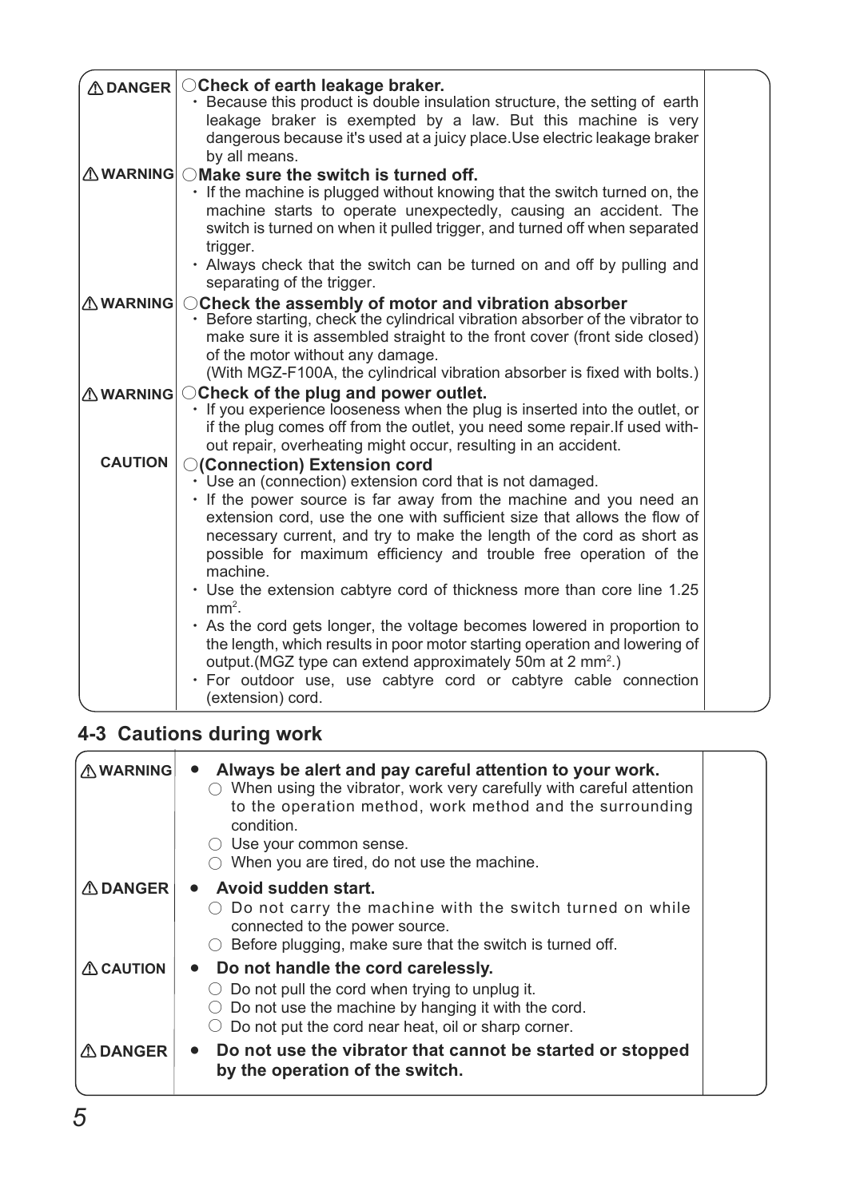| | | |
|---|---|---|
| ⚠DANGER | ○**Check of earth leakage braker.**<br>・Because this product is double insulation structure, the setting of earth leakage braker is exempted by a law. But this machine is very dangerous because it's used at a juicy place.Use electric leakage braker by all means. | |
| ⚠WARNING | ○**Make sure the switch is turned off.**<br>・If the machine is plugged without knowing that the switch turned on, the machine starts to operate unexpectedly, causing an accident. The switch is turned on when it pulled trigger, and turned off when separated trigger.<br>・Always check that the switch can be turned on and off by pulling and separating of the trigger. | |
| ⚠WARNING | ○**Check the assembly of motor and vibration absorber**<br>・Before starting, check the cylindrical vibration absorber of the vibrator to make sure it is assembled straight to the front cover (front side closed) of the motor without any damage.<br>(With MGZ-F100A, the cylindrical vibration absorber is fixed with bolts.) | |
| ⚠WARNING | ○**Check of the plug and power outlet.**<br>・If you experience looseness when the plug is inserted into the outlet, or if the plug comes off from the outlet, you need some repair.If used without repair, overheating might occur, resulting in an accident. | |
| CAUTION | ○**(Connection) Extension cord**<br>・Use an (connection) extension cord that is not damaged.<br>・If the power source is far away from the machine and you need an extension cord, use the one with sufficient size that allows the flow of necessary current, and try to make the length of the cord as short as possible for maximum efficiency and trouble free operation of the machine.<br>・Use the extension cabtyre cord of thickness more than core line 1.25 $mm^2$.<br>・As the cord gets longer, the voltage becomes lowered in proportion to the length, which results in poor motor starting operation and lowering of output.(MGZ type can extend approximately 50m at 2 $mm^2$.)<br>・For outdoor use, use cabtyre cord or cabtyre cable connection (extension) cord. | |

## 4-3 Cautions during work

| | | |
|---|---|---|
| ⚠WARNING | • **Always be alert and pay careful attention to your work.**<br>○ When using the vibrator, work very carefully with careful attention to the operation method, work method and the surrounding condition.<br>○ Use your common sense.<br>○ When you are tired, do not use the machine. | |
| ⚠DANGER | • **Avoid sudden start.**<br>○ Do not carry the machine with the switch turned on while connected to the power source.<br>○ Before plugging, make sure that the switch is turned off. | |
| ⚠CAUTION | • **Do not handle the cord carelessly.**<br>○ Do not pull the cord when trying to unplug it.<br>○ Do not use the machine by hanging it with the cord.<br>○ Do not put the cord near heat, oil or sharp corner. | |
| ⚠DANGER | • **Do not use the vibrator that cannot be started or stopped by the operation of the switch.** | |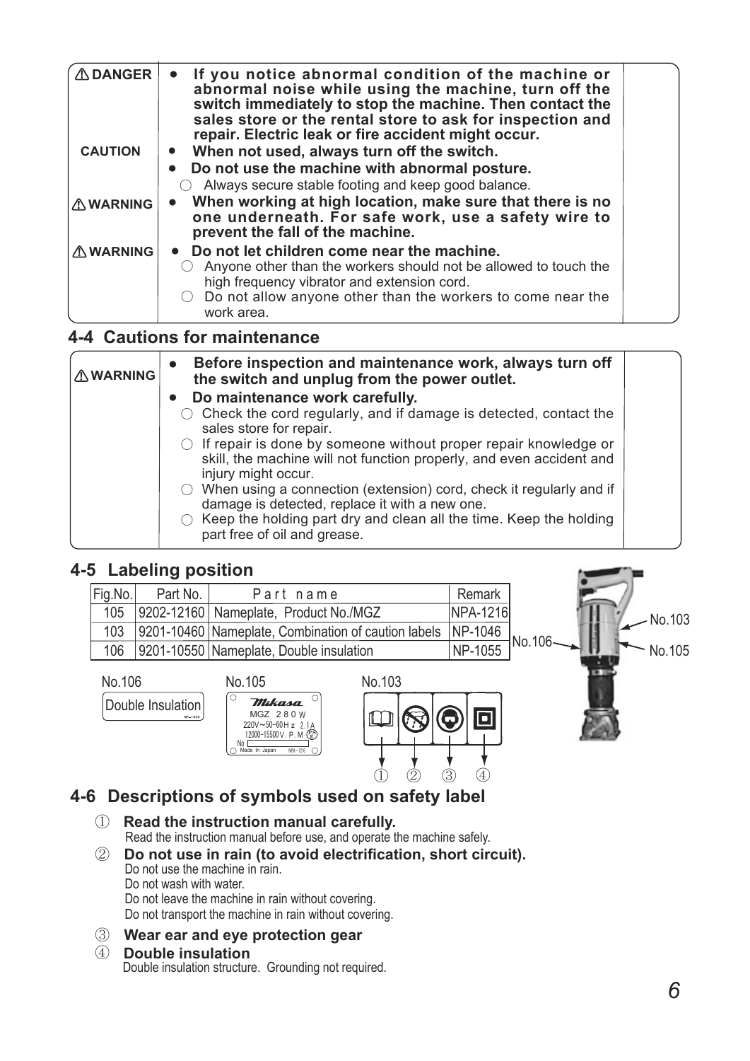| | |
|---|---|
| ⚠DANGER | • **If you notice abnormal condition of the machine or abnormal noise while using the machine, turn off the switch immediately to stop the machine. Then contact the sales store or the rental store to ask for inspection and repair. Electric leak or fire accident might occur.** |
| CAUTION | • **When not used, always turn off the switch.** |
| | • **Do not use the machine with abnormal posture.** ○ Always secure stable footing and keep good balance. |
| ⚠WARNING | • **When working at high location, make sure that there is no one underneath. For safe work, use a safety wire to prevent the fall of the machine.** |
| ⚠WARNING | • **Do not let children come near the machine.** ○ Anyone other than the workers should not be allowed to touch the high frequency vibrator and extension cord. ○ Do not allow anyone other than the workers to come near the work area. |

## 4-4 Cautions for maintenance

| | |
|---|---|
| ⚠WARNING | • **Before inspection and maintenance work, always turn off the switch and unplug from the power outlet.** • **Do maintenance work carefully.** ○ Check the cord regularly, and if damage is detected, contact the sales store for repair. ○ If repair is done by someone without proper repair knowledge or skill, the machine will not function properly, and even accident and injury might occur. ○ When using a connection (extension) cord, check it regularly and if damage is detected, replace it with a new one. ○ Keep the holding part dry and clean all the time. Keep the holding part free of oil and grease. |

## 4-5 Labeling position

| Fig.No. | Part No. | Part name | Remark |
|---|---|---|---|
| 105 | 9202-12160 | Nameplate, Product No./MGZ | NPA-1216 |
| 103 | 9201-10460 | Nameplate, Combination of caution labels | NP-1046 |
| 106 | 9201-10550 | Nameplate, Double insulation | NP-1055 |

No.103 No.105 No.106

No.106 — Double Insulation

No.105 — Mikasa MGZ 280W 220V~50-60Hz 2.1A 12000-15500V.P.M No Made In Japan NPA-1216

No.103 — ① ② ③ ④

## 4-6 Descriptions of symbols used on safety label

① **Read the instruction manual carefully.**
Read the instruction manual before use, and operate the machine safely.

② **Do not use in rain (to avoid electrification, short circuit).**
Do not use the machine in rain.
Do not wash with water.
Do not leave the machine in rain without covering.
Do not transport the machine in rain without covering.

③ **Wear ear and eye protection gear**

④ **Double insulation**
Double insulation structure. Grounding not required.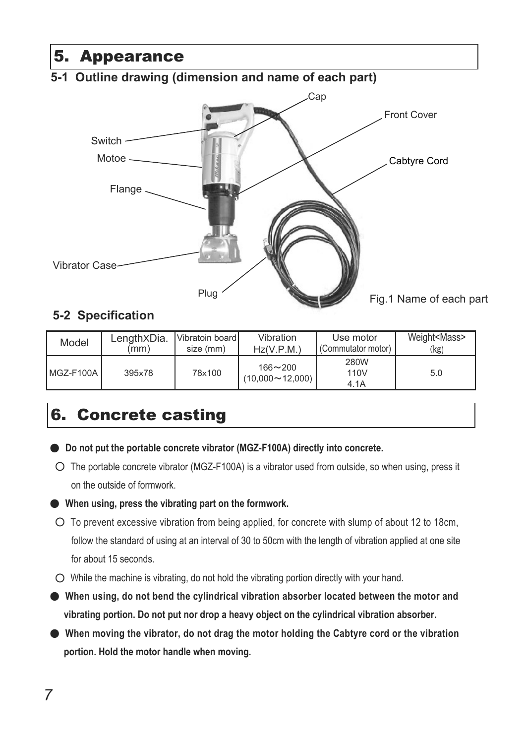# 5. Appearance

## 5-1 Outline drawing (dimension and name of each part)

Cap

Front Cover

Switch

Motoe

Cabtyre Cord

Flange

Vibrator Case

Plug

Fig.1 Name of each part

## 5-2 Specification

| Model | Length×Dia. (mm) | Vibratoin board size (mm) | Vibration Hz(V.P.M.) | Use motor (Commutator motor) | Weight<Mass> (kg) |
|---|---|---|---|---|---|
| MGZ-F100A | 395x78 | 78x100 | 166～200 (10,000～12,000) | 280W 110V 4.1A | 5.0 |

# 6. Concrete casting

- **Do not put the portable concrete vibrator (MGZ-F100A) directly into concrete.**
  - ○ The portable concrete vibrator (MGZ-F100A) is a vibrator used from outside, so when using, press it on the outside of formwork.
- **When using, press the vibrating part on the formwork.**
  - ○ To prevent excessive vibration from being applied, for concrete with slump of about 12 to 18cm, follow the standard of using at an interval of 30 to 50cm with the length of vibration applied at one site for about 15 seconds.
  - ○ While the machine is vibrating, do not hold the vibrating portion directly with your hand.
- **When using, do not bend the cylindrical vibration absorber located between the motor and vibrating portion. Do not put nor drop a heavy object on the cylindrical vibration absorber.**
- **When moving the vibrator, do not drag the motor holding the Cabtyre cord or the vibration portion. Hold the motor handle when moving.**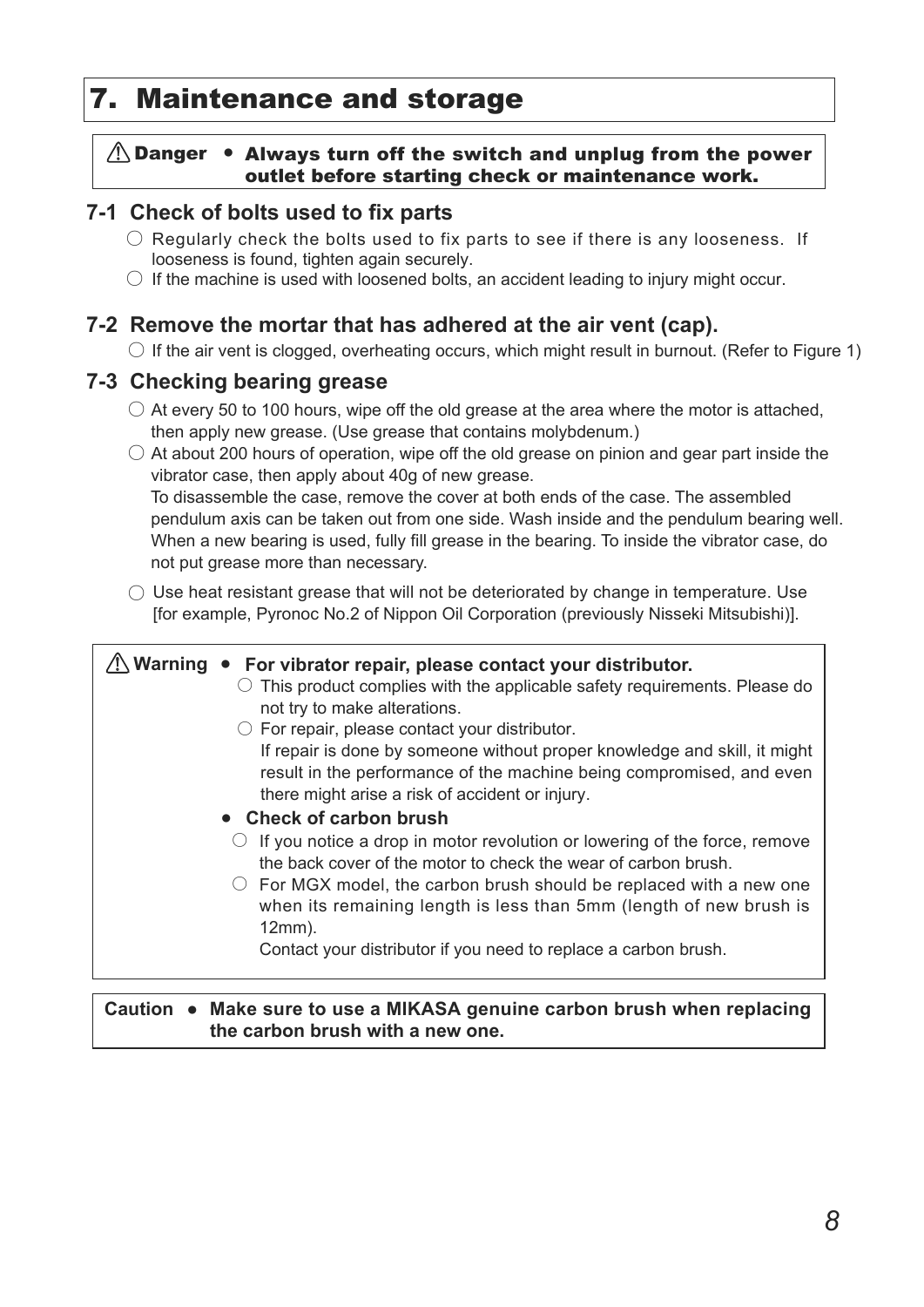# 7. Maintenance and storage

> ⚠ **Danger** • **Always turn off the switch and unplug from the power outlet before starting check or maintenance work.**

## 7-1 Check of bolts used to fix parts

- ○ Regularly check the bolts used to fix parts to see if there is any looseness. If looseness is found, tighten again securely.
- ○ If the machine is used with loosened bolts, an accident leading to injury might occur.

## 7-2 Remove the mortar that has adhered at the air vent (cap).

- ○ If the air vent is clogged, overheating occurs, which might result in burnout. (Refer to Figure 1)

## 7-3 Checking bearing grease

- ○ At every 50 to 100 hours, wipe off the old grease at the area where the motor is attached, then apply new grease. (Use grease that contains molybdenum.)
- ○ At about 200 hours of operation, wipe off the old grease on pinion and gear part inside the vibrator case, then apply about 40g of new grease.
  To disassemble the case, remove the cover at both ends of the case. The assembled pendulum axis can be taken out from one side. Wash inside and the pendulum bearing well. When a new bearing is used, fully fill grease in the bearing. To inside the vibrator case, do not put grease more than necessary.
- ○ Use heat resistant grease that will not be deteriorated by change in temperature. Use [for example, Pyronoc No.2 of Nippon Oil Corporation (previously Nisseki Mitsubishi)].

> ⚠ **Warning** • **For vibrator repair, please contact your distributor.**
> - ○ This product complies with the applicable safety requirements. Please do not try to make alterations.
> - ○ For repair, please contact your distributor.
>   If repair is done by someone without proper knowledge and skill, it might result in the performance of the machine being compromised, and even there might arise a risk of accident or injury.
>
> • **Check of carbon brush**
> - ○ If you notice a drop in motor revolution or lowering of the force, remove the back cover of the motor to check the wear of carbon brush.
> - ○ For MGX model, the carbon brush should be replaced with a new one when its remaining length is less than 5mm (length of new brush is 12mm).
>   Contact your distributor if you need to replace a carbon brush.

> **Caution** • **Make sure to use a MIKASA genuine carbon brush when replacing the carbon brush with a new one.**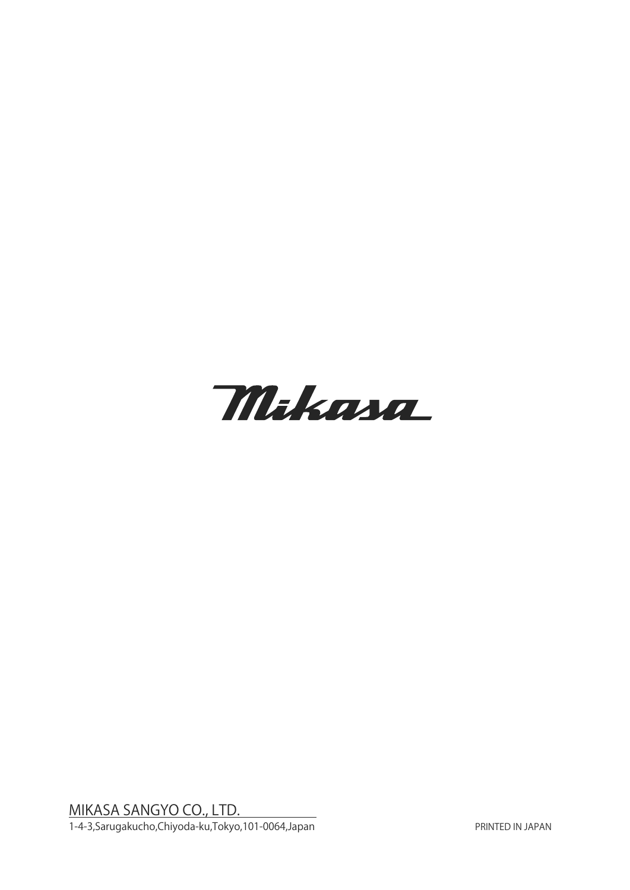Mikasa

MIKASA SANGYO CO., LTD.
1-4-3,Sarugakucho,Chiyoda-ku,Tokyo,101-0064,Japan

PRINTED IN JAPAN